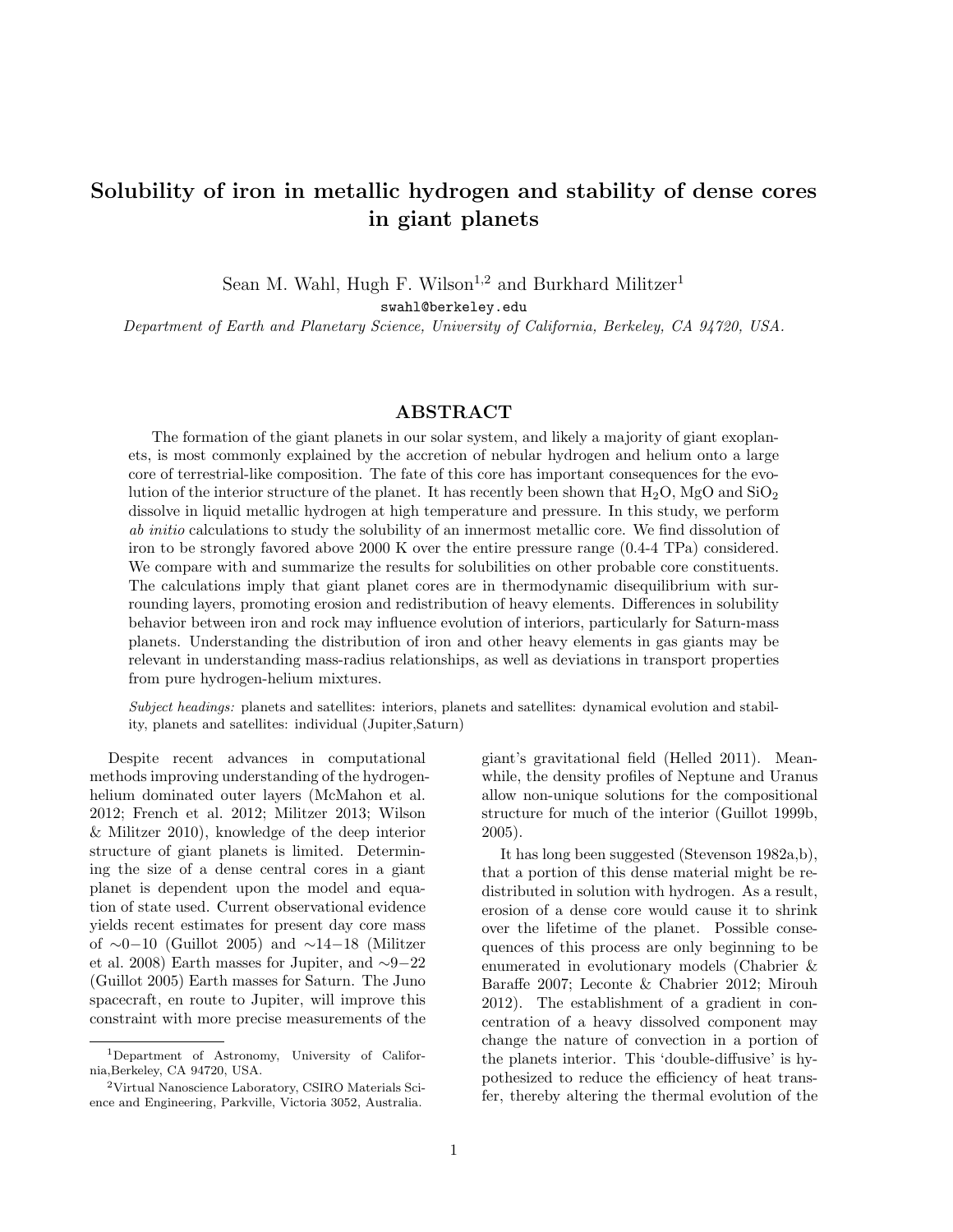# Solubility of iron in metallic hydrogen and stability of dense cores in giant planets

Sean M. Wahl, Hugh F. Wilson[1,2] and Burkhard Militzer[1]

swahl@berkeley.edu

*Department of Earth and Planetary Science, University of California, Berkeley, CA 94720, USA.*

## ABSTRACT

The formation of the giant planets in our solar system, and likely a majority of giant exoplanets, is most commonly explained by the accretion of nebular hydrogen and helium onto a large core of terrestrial-like composition. The fate of this core has important consequences for the evolution of the interior structure of the planet. It has recently been shown that $H_2O$, MgO and $SiO_2$ dissolve in liquid metallic hydrogen at high temperature and pressure. In this study, we perform *ab initio* calculations to study the solubility of an innermost metallic core. We find dissolution of iron to be strongly favored above 2000 K over the entire pressure range (0.4-4 TPa) considered. We compare with and summarize the results for solubilities on other probable core constituents. The calculations imply that giant planet cores are in thermodynamic disequilibrium with surrounding layers, promoting erosion and redistribution of heavy elements. Differences in solubility behavior between iron and rock may influence evolution of interiors, particularly for Saturn-mass planets. Understanding the distribution of iron and other heavy elements in gas giants may be relevant in understanding mass-radius relationships, as well as deviations in transport properties from pure hydrogen-helium mixtures.

*Subject headings:* planets and satellites: interiors, planets and satellites: dynamical evolution and stability, planets and satellites: individual (Jupiter,Saturn)

Despite recent advances in computational methods improving understanding of the hydrogen-helium dominated outer layers (McMahon et al. 2012; French et al. 2012; Militzer 2013; Wilson & Militzer 2010), knowledge of the deep interior structure of giant planets is limited. Determining the size of a dense central cores in a giant planet is dependent upon the model and equation of state used. Current observational evidence yields recent estimates for present day core mass of $\sim 0-10$ (Guillot 2005) and $\sim 14-18$ (Militzer et al. 2008) Earth masses for Jupiter, and $\sim 9-22$ (Guillot 2005) Earth masses for Saturn. The Juno spacecraft, en route to Jupiter, will improve this constraint with more precise measurements of the giant's gravitational field (Helled 2011). Meanwhile, the density profiles of Neptune and Uranus allow non-unique solutions for the compositional structure for much of the interior (Guillot 1999b, 2005).

It has long been suggested (Stevenson 1982a,b), that a portion of this dense material might be redistributed in solution with hydrogen. As a result, erosion of a dense core would cause it to shrink over the lifetime of the planet. Possible consequences of this process are only beginning to be enumerated in evolutionary models (Chabrier & Baraffe 2007; Leconte & Chabrier 2012; Mirouh 2012). The establishment of a gradient in concentration of a heavy dissolved component may change the nature of convection in a portion of the planets interior. This 'double-diffusive' is hypothesized to reduce the efficiency of heat transfer, thereby altering the thermal evolution of the

[1] Department of Astronomy, University of California,Berkeley, CA 94720, USA.

[2] Virtual Nanoscience Laboratory, CSIRO Materials Science and Engineering, Parkville, Victoria 3052, Australia.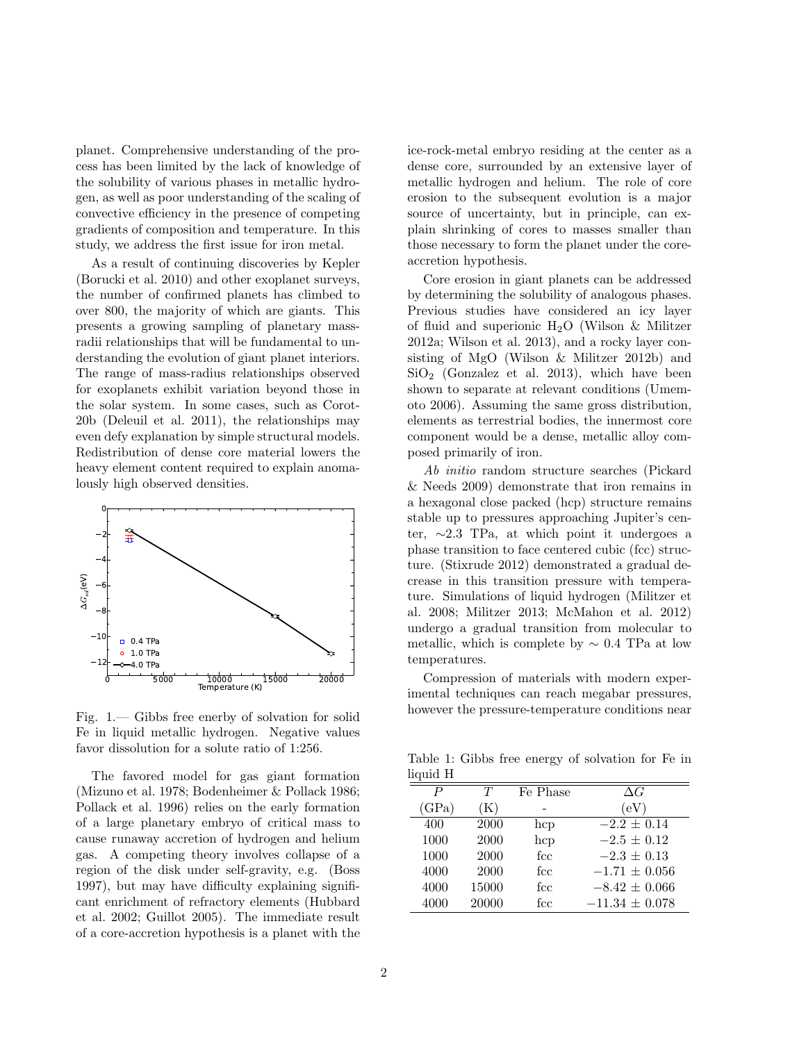planet. Comprehensive understanding of the process has been limited by the lack of knowledge of the solubility of various phases in metallic hydrogen, as well as poor understanding of the scaling of convective efficiency in the presence of competing gradients of composition and temperature. In this study, we address the first issue for iron metal.

As a result of continuing discoveries by Kepler (Borucki et al. 2010) and other exoplanet surveys, the number of confirmed planets has climbed to over 800, the majority of which are giants. This presents a growing sampling of planetary mass-radii relationships that will be fundamental to understanding the evolution of giant planet interiors. The range of mass-radius relationships observed for exoplanets exhibit variation beyond those in the solar system. In some cases, such as Corot-20b (Deleuil et al. 2011), the relationships may even defy explanation by simple structural models. Redistribution of dense core material lowers the heavy element content required to explain anomalously high observed densities.

Fig. 1.— Gibbs free enerby of solvation for solid Fe in liquid metallic hydrogen. Negative values favor dissolution for a solute ratio of 1:256.

The favored model for gas giant formation (Mizuno et al. 1978; Bodenheimer & Pollack 1986; Pollack et al. 1996) relies on the early formation of a large planetary embryo of critical mass to cause runaway accretion of hydrogen and helium gas. A competing theory involves collapse of a region of the disk under self-gravity, e.g. (Boss 1997), but may have difficulty explaining significant enrichment of refractory elements (Hubbard et al. 2002; Guillot 2005). The immediate result of a core-accretion hypothesis is a planet with the ice-rock-metal embryo residing at the center as a dense core, surrounded by an extensive layer of metallic hydrogen and helium. The role of core erosion to the subsequent evolution is a major source of uncertainty, but in principle, can explain shrinking of cores to masses smaller than those necessary to form the planet under the core-accretion hypothesis.

Core erosion in giant planets can be addressed by determining the solubility of analogous phases. Previous studies have considered an icy layer of fluid and superionic $H_2O$ (Wilson & Militzer 2012a; Wilson et al. 2013), and a rocky layer consisting of MgO (Wilson & Militzer 2012b) and $SiO_2$ (Gonzalez et al. 2013), which have been shown to separate at relevant conditions (Umemoto 2006). Assuming the same gross distribution, elements as terrestrial bodies, the innermost core component would be a dense, metallic alloy composed primarily of iron.

*Ab initio* random structure searches (Pickard & Needs 2009) demonstrate that iron remains in a hexagonal close packed (hcp) structure remains stable up to pressures approaching Jupiter's center, ∼2.3 TPa, at which point it undergoes a phase transition to face centered cubic (fcc) structure. (Stixrude 2012) demonstrated a gradual decrease in this transition pressure with temperature. Simulations of liquid hydrogen (Militzer et al. 2008; Militzer 2013; McMahon et al. 2012) undergo a gradual transition from molecular to metallic, which is complete by ∼ 0.4 TPa at low temperatures.

Compression of materials with modern experimental techniques can reach megabar pressures, however the pressure-temperature conditions near

Table 1: Gibbs free energy of solvation for Fe in liquid H

| $P$ | $T$ | Fe Phase | $\Delta G$ |
|---|---|---|---|
| (GPa) | (K) | - | (eV) |
| 400 | 2000 | hcp | $-2.2 \pm 0.14$ |
| 1000 | 2000 | hcp | $-2.5 \pm 0.12$ |
| 1000 | 2000 | fcc | $-2.3 \pm 0.13$ |
| 4000 | 2000 | fcc | $-1.71 \pm 0.056$ |
| 4000 | 15000 | fcc | $-8.42 \pm 0.066$ |
| 4000 | 20000 | fcc | $-11.34 \pm 0.078$ |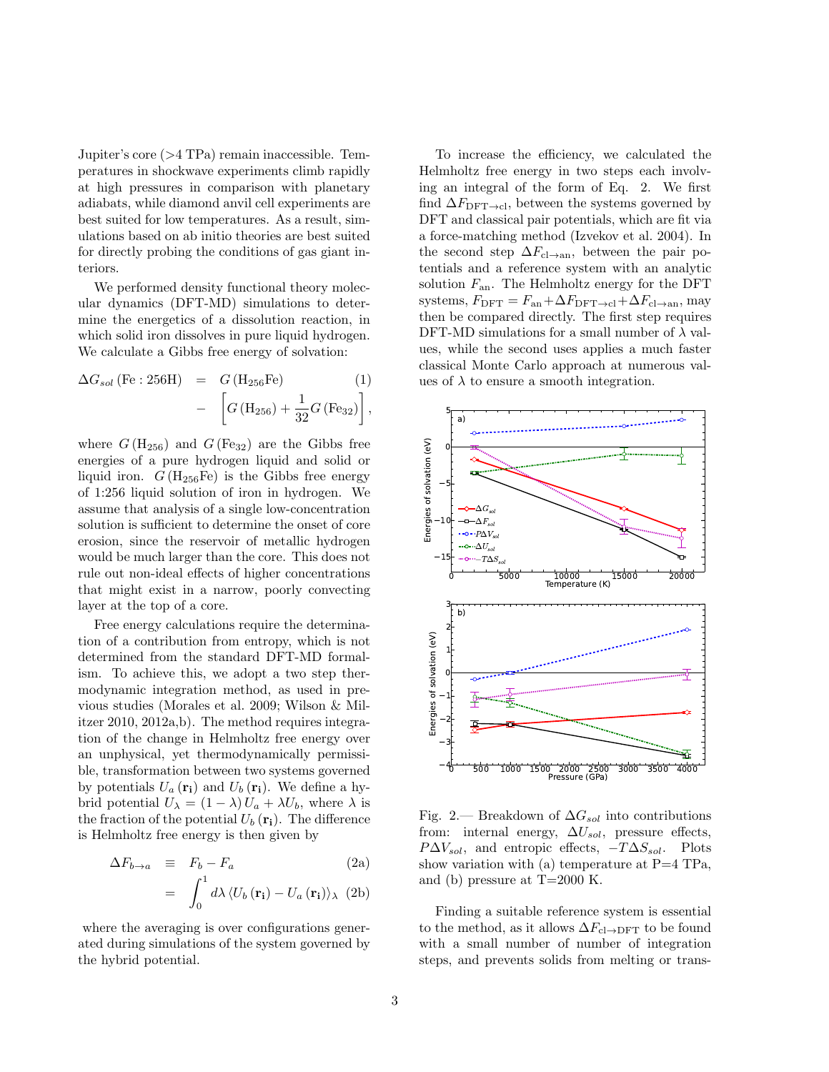Jupiter's core (>4 TPa) remain inaccessible. Temperatures in shockwave experiments climb rapidly at high pressures in comparison with planetary adiabats, while diamond anvil cell experiments are best suited for low temperatures. As a result, simulations based on ab initio theories are best suited for directly probing the conditions of gas giant interiors.

We performed density functional theory molecular dynamics (DFT-MD) simulations to determine the energetics of a dissolution reaction, in which solid iron dissolves in pure liquid hydrogen. We calculate a Gibbs free energy of solvation:

$$\Delta G_{sol}\left(\mathrm{Fe}:256\mathrm{H}\right) = G\left(\mathrm{H}_{256}\mathrm{Fe}\right) - \left[G\left(\mathrm{H}_{256}\right) + \frac{1}{32}G\left(\mathrm{Fe}_{32}\right)\right], \quad (1)$$

where $G\left(\mathrm{H}_{256}\right)$ and $G\left(\mathrm{Fe}_{32}\right)$ are the Gibbs free energies of a pure hydrogen liquid and solid or liquid iron. $G\left(\mathrm{H}_{256}\mathrm{Fe}\right)$ is the Gibbs free energy of 1:256 liquid solution of iron in hydrogen. We assume that analysis of a single low-concentration solution is sufficient to determine the onset of core erosion, since the reservoir of metallic hydrogen would be much larger than the core. This does not rule out non-ideal effects of higher concentrations that might exist in a narrow, poorly convecting layer at the top of a core.

Free energy calculations require the determination of a contribution from entropy, which is not determined from the standard DFT-MD formalism. To achieve this, we adopt a two step thermodynamic integration method, as used in previous studies (Morales et al. 2009; Wilson & Militzer 2010, 2012a,b). The method requires integration of the change in Helmholtz free energy over an unphysical, yet thermodynamically permissible, transformation between two systems governed by potentials $U_a\left(\mathbf{r_i}\right)$ and $U_b\left(\mathbf{r_i}\right)$. We define a hybrid potential $U_\lambda = (1-\lambda)\,U_a + \lambda U_b$, where $\lambda$ is the fraction of the potential $U_b\left(\mathbf{r_i}\right)$. The difference is Helmholtz free energy is then given by

$$\Delta F_{b\rightarrow a} \equiv F_b - F_a \quad (2a)$$

$$= \int_0^1 d\lambda \left\langle U_b\left(\mathbf{r_i}\right) - U_a\left(\mathbf{r_i}\right)\right\rangle_\lambda \quad (2b)$$

where the averaging is over configurations generated during simulations of the system governed by the hybrid potential.

To increase the efficiency, we calculated the Helmholtz free energy in two steps each involving an integral of the form of Eq. 2. We first find $\Delta F_{\mathrm{DFT}\rightarrow\mathrm{cl}}$, between the systems governed by DFT and classical pair potentials, which are fit via a force-matching method (Izvekov et al. 2004). In the second step $\Delta F_{\mathrm{cl}\rightarrow\mathrm{an}}$, between the pair potentials and a reference system with an analytic solution $F_{\mathrm{an}}$. The Helmholtz energy for the DFT systems, $F_{\mathrm{DFT}} = F_{\mathrm{an}} + \Delta F_{\mathrm{DFT}\rightarrow\mathrm{cl}} + \Delta F_{\mathrm{cl}\rightarrow\mathrm{an}}$, may then be compared directly. The first step requires DFT-MD simulations for a small number of $\lambda$ values, while the second uses applies a much faster classical Monte Carlo approach at numerous values of $\lambda$ to ensure a smooth integration.

Fig. 2.— Breakdown of $\Delta G_{sol}$ into contributions from: internal energy, $\Delta U_{sol}$, pressure effects, $P\Delta V_{sol}$, and entropic effects, $-T\Delta S_{sol}$. Plots show variation with (a) temperature at P=4 TPa, and (b) pressure at T=2000 K.

Finding a suitable reference system is essential to the method, as it allows $\Delta F_{\mathrm{cl}\rightarrow\mathrm{DFT}}$ to be found with a small number of number of integration steps, and prevents solids from melting or trans-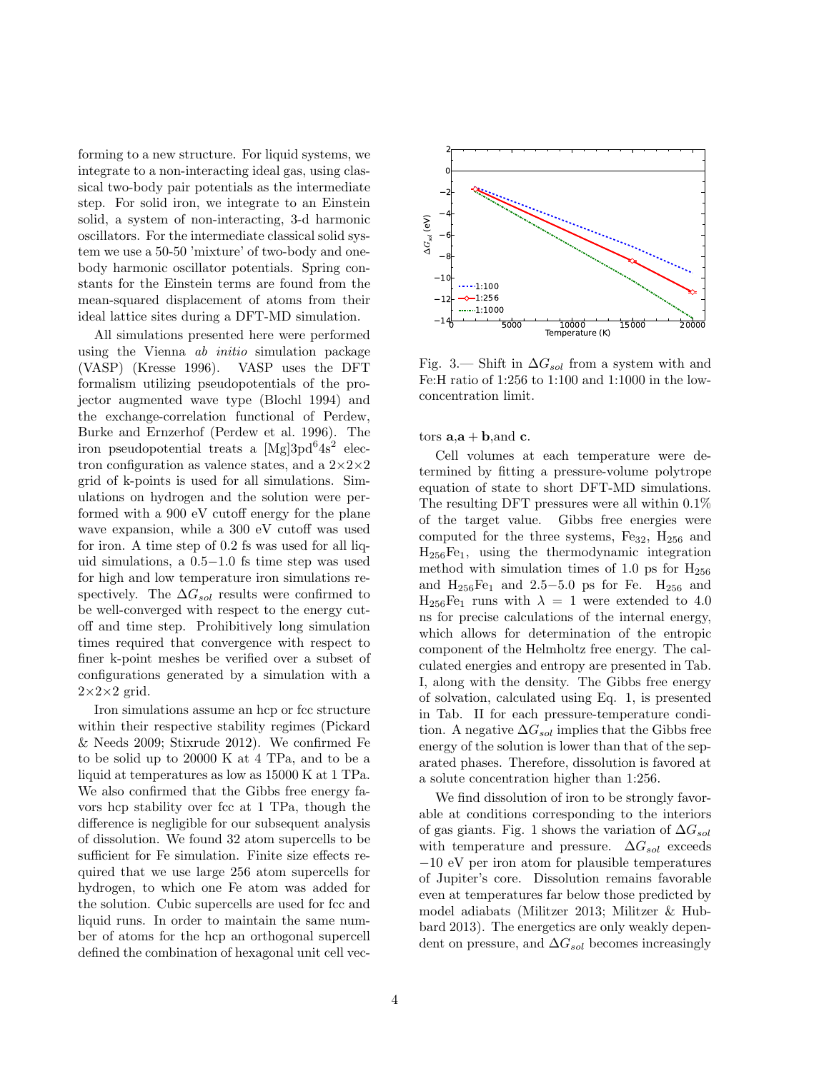forming to a new structure. For liquid systems, we integrate to a non-interacting ideal gas, using classical two-body pair potentials as the intermediate step. For solid iron, we integrate to an Einstein solid, a system of non-interacting, 3-d harmonic oscillators. For the intermediate classical solid system we use a 50-50 'mixture' of two-body and one-body harmonic oscillator potentials. Spring constants for the Einstein terms are found from the mean-squared displacement of atoms from their ideal lattice sites during a DFT-MD simulation.

All simulations presented here were performed using the Vienna *ab initio* simulation package (VASP) (Kresse 1996). VASP uses the DFT formalism utilizing pseudopotentials of the projector augmented wave type (Blochl 1994) and the exchange-correlation functional of Perdew, Burke and Ernzerhof (Perdew et al. 1996). The iron pseudopotential treats a [Mg]$3pd^6 4s^2$ electron configuration as valence states, and a $2\times2\times2$ grid of k-points is used for all simulations. Simulations on hydrogen and the solution were performed with a 900 eV cutoff energy for the plane wave expansion, while a 300 eV cutoff was used for iron. A time step of 0.2 fs was used for all liquid simulations, a $0.5-1.0$ fs time step was used for high and low temperature iron simulations respectively. The $\Delta G_{sol}$ results were confirmed to be well-converged with respect to the energy cutoff and time step. Prohibitively long simulation times required that convergence with respect to finer k-point meshes be verified over a subset of configurations generated by a simulation with a $2\times2\times2$ grid.

Iron simulations assume an hcp or fcc structure within their respective stability regimes (Pickard & Needs 2009; Stixrude 2012). We confirmed Fe to be solid up to 20000 K at 4 TPa, and to be a liquid at temperatures as low as 15000 K at 1 TPa. We also confirmed that the Gibbs free energy favors hcp stability over fcc at 1 TPa, though the difference is negligible for our subsequent analysis of dissolution. We found 32 atom supercells to be sufficient for Fe simulation. Finite size effects required that we use large 256 atom supercells for hydrogen, to which one Fe atom was added for the solution. Cubic supercells are used for fcc and liquid runs. In order to maintain the same number of atoms for the hcp an orthogonal supercell defined the combination of hexagonal unit cell vectors $\mathbf{a}$,$\mathbf{a}+\mathbf{b}$,and $\mathbf{c}$.

Fig. 3.— Shift in $\Delta G_{sol}$ from a system with and Fe:H ratio of 1:256 to 1:100 and 1:1000 in the low-concentration limit.

Cell volumes at each temperature were determined by fitting a pressure-volume polytrope equation of state to short DFT-MD simulations. The resulting DFT pressures were all within 0.1% of the target value. Gibbs free energies were computed for the three systems, $Fe_{32}$, $H_{256}$ and $H_{256}Fe_1$, using the thermodynamic integration method with simulation times of 1.0 ps for $H_{256}$ and $H_{256}Fe_1$ and $2.5-5.0$ ps for Fe. $H_{256}$ and $H_{256}Fe_1$ runs with $\lambda = 1$ were extended to 4.0 ns for precise calculations of the internal energy, which allows for determination of the entropic component of the Helmholtz free energy. The calculated energies and entropy are presented in Tab. I, along with the density. The Gibbs free energy of solvation, calculated using Eq. 1, is presented in Tab. II for each pressure-temperature condition. A negative $\Delta G_{sol}$ implies that the Gibbs free energy of the solution is lower than that of the separated phases. Therefore, dissolution is favored at a solute concentration higher than 1:256.

We find dissolution of iron to be strongly favorable at conditions corresponding to the interiors of gas giants. Fig. 1 shows the variation of $\Delta G_{sol}$ with temperature and pressure. $\Delta G_{sol}$ exceeds $-10$ eV per iron atom for plausible temperatures of Jupiter's core. Dissolution remains favorable even at temperatures far below those predicted by model adiabats (Militzer 2013; Militzer & Hubbard 2013). The energetics are only weakly dependent on pressure, and $\Delta G_{sol}$ becomes increasingly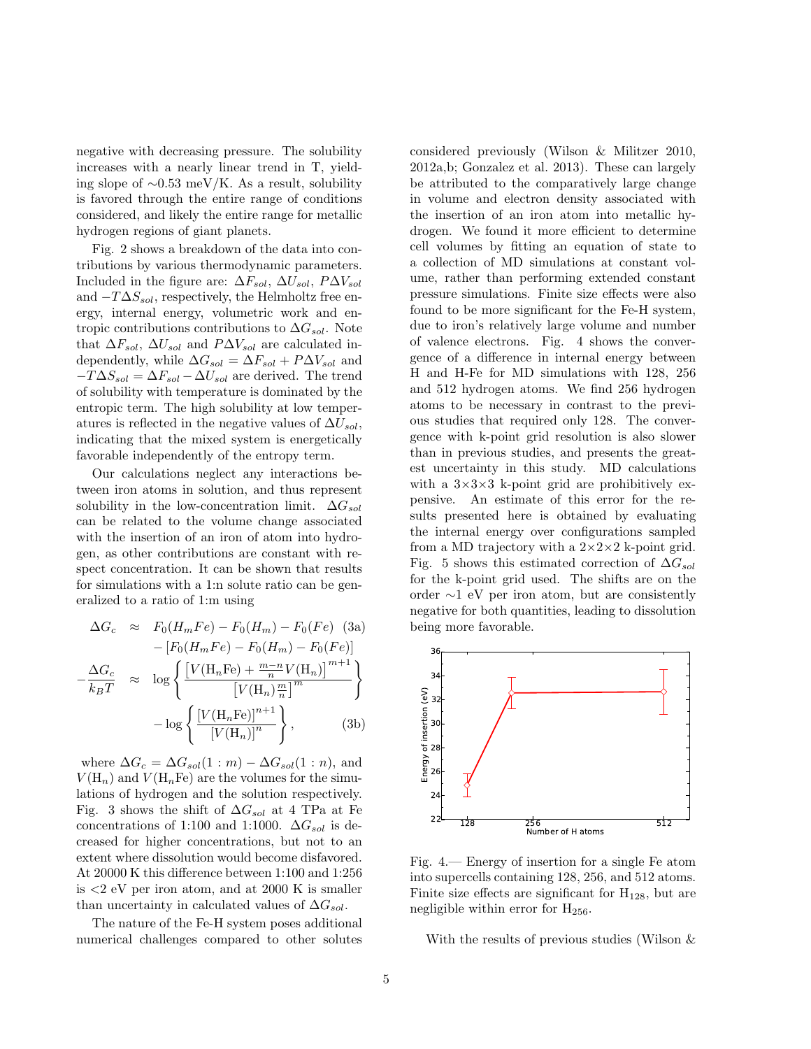negative with decreasing pressure. The solubility increases with a nearly linear trend in T, yielding slope of ∼0.53 meV/K. As a result, solubility is favored through the entire range of conditions considered, and likely the entire range for metallic hydrogen regions of giant planets.

Fig. 2 shows a breakdown of the data into contributions by various thermodynamic parameters. Included in the figure are: $\Delta F_{sol}$, $\Delta U_{sol}$, $P\Delta V_{sol}$ and $-T\Delta S_{sol}$, respectively, the Helmholtz free energy, internal energy, volumetric work and entropic contributions contributions to $\Delta G_{sol}$. Note that $\Delta F_{sol}$, $\Delta U_{sol}$ and $P\Delta V_{sol}$ are calculated independently, while $\Delta G_{sol} = \Delta F_{sol} + P\Delta V_{sol}$ and $-T\Delta S_{sol} = \Delta F_{sol} - \Delta U_{sol}$ are derived. The trend of solubility with temperature is dominated by the entropic term. The high solubility at low temperatures is reflected in the negative values of $\Delta U_{sol}$, indicating that the mixed system is energetically favorable independently of the entropy term.

Our calculations neglect any interactions between iron atoms in solution, and thus represent solubility in the low-concentration limit. $\Delta G_{sol}$ can be related to the volume change associated with the insertion of an iron of atom into hydrogen, as other contributions are constant with respect concentration. It can be shown that results for simulations with a 1:n solute ratio can be generalized to a ratio of 1:m using

$$\begin{aligned}
\Delta G_c &\approx F_0(H_mFe) - F_0(H_m) - F_0(Fe) \quad (3a)\\
&\quad - [F_0(H_mFe) - F_0(H_m) - F_0(Fe)]\\
-\frac{\Delta G_c}{k_BT} &\approx \log\left\{\frac{\left[V(\mathrm{H}_n\mathrm{Fe}) + \frac{m-n}{n}V(\mathrm{H}_n)\right]^{m+1}}{\left[V(\mathrm{H}_n)\frac{m}{n}\right]^m}\right\}\\
&\quad - \log\left\{\frac{\left[V(\mathrm{H}_n\mathrm{Fe})\right]^{n+1}}{\left[V(\mathrm{H}_n)\right]^n}\right\}, \quad (3b)
\end{aligned}$$

where $\Delta G_c = \Delta G_{sol}(1:m) - \Delta G_{sol}(1:n)$, and $V(\mathrm{H}_n)$ and $V(\mathrm{H}_n\mathrm{Fe})$ are the volumes for the simulations of hydrogen and the solution respectively. Fig. 3 shows the shift of $\Delta G_{sol}$ at 4 TPa at Fe concentrations of 1:100 and 1:1000. $\Delta G_{sol}$ is decreased for higher concentrations, but not to an extent where dissolution would become disfavored. At 20000 K this difference between 1:100 and 1:256 is <2 eV per iron atom, and at 2000 K is smaller than uncertainty in calculated values of $\Delta G_{sol}$.

The nature of the Fe-H system poses additional numerical challenges compared to other solutes considered previously (Wilson & Militzer 2010, 2012a,b; Gonzalez et al. 2013). These can largely be attributed to the comparatively large change in volume and electron density associated with the insertion of an iron atom into metallic hydrogen. We found it more efficient to determine cell volumes by fitting an equation of state to a collection of MD simulations at constant volume, rather than performing extended constant pressure simulations. Finite size effects were also found to be more significant for the Fe-H system, due to iron's relatively large volume and number of valence electrons. Fig. 4 shows the convergence of a difference in internal energy between H and H-Fe for MD simulations with 128, 256 and 512 hydrogen atoms. We find 256 hydrogen atoms to be necessary in contrast to the previous studies that required only 128. The convergence with k-point grid resolution is also slower than in previous studies, and presents the greatest uncertainty in this study. MD calculations with a 3×3×3 k-point grid are prohibitively expensive. An estimate of this error for the results presented here is obtained by evaluating the internal energy over configurations sampled from a MD trajectory with a 2×2×2 k-point grid. Fig. 5 shows this estimated correction of $\Delta G_{sol}$ for the k-point grid used. The shifts are on the order ∼1 eV per iron atom, but are consistently negative for both quantities, leading to dissolution being more favorable.

Fig. 4.— Energy of insertion for a single Fe atom into supercells containing 128, 256, and 512 atoms. Finite size effects are significant for $H_{128}$, but are negligible within error for $H_{256}$.

With the results of previous studies (Wilson &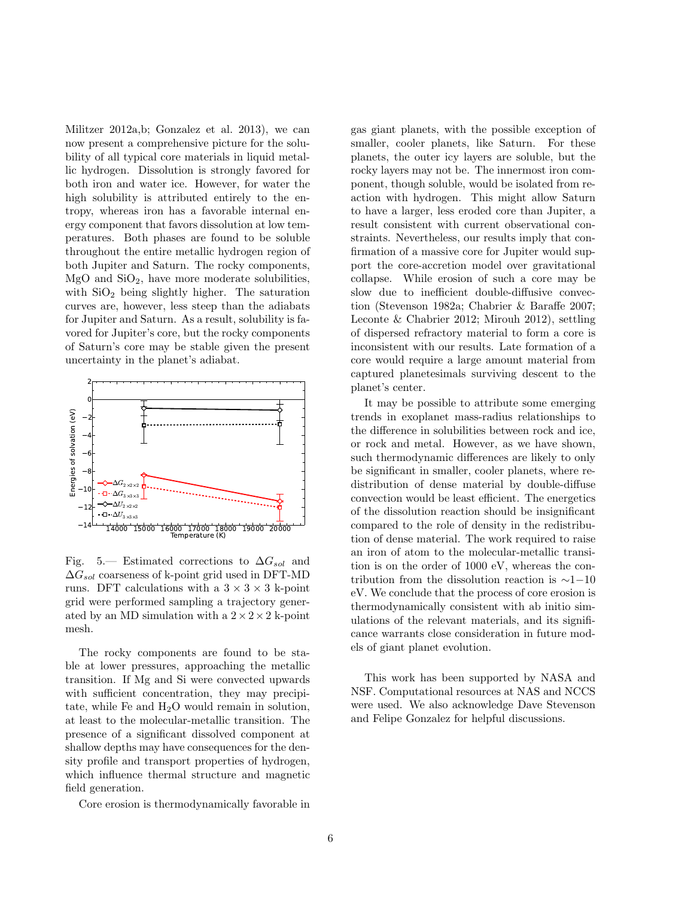Militzer 2012a,b; Gonzalez et al. 2013), we can now present a comprehensive picture for the solubility of all typical core materials in liquid metallic hydrogen. Dissolution is strongly favored for both iron and water ice. However, for water the high solubility is attributed entirely to the entropy, whereas iron has a favorable internal energy component that favors dissolution at low temperatures. Both phases are found to be soluble throughout the entire metallic hydrogen region of both Jupiter and Saturn. The rocky components, MgO and $SiO_2$, have more moderate solubilities, with $SiO_2$ being slightly higher. The saturation curves are, however, less steep than the adiabats for Jupiter and Saturn. As a result, solubility is favored for Jupiter's core, but the rocky components of Saturn's core may be stable given the present uncertainty in the planet's adiabat.

Fig. 5.— Estimated corrections to $\Delta G_{sol}$ and $\Delta G_{sol}$ coarseness of k-point grid used in DFT-MD runs. DFT calculations with a $3 \times 3 \times 3$ k-point grid were performed sampling a trajectory generated by an MD simulation with a $2 \times 2 \times 2$ k-point mesh.

The rocky components are found to be stable at lower pressures, approaching the metallic transition. If Mg and Si were convected upwards with sufficient concentration, they may precipitate, while Fe and $H_2O$ would remain in solution, at least to the molecular-metallic transition. The presence of a significant dissolved component at shallow depths may have consequences for the density profile and transport properties of hydrogen, which influence thermal structure and magnetic field generation.

Core erosion is thermodynamically favorable in gas giant planets, with the possible exception of smaller, cooler planets, like Saturn. For these planets, the outer icy layers are soluble, but the rocky layers may not be. The innermost iron component, though soluble, would be isolated from reaction with hydrogen. This might allow Saturn to have a larger, less eroded core than Jupiter, a result consistent with current observational constraints. Nevertheless, our results imply that confirmation of a massive core for Jupiter would support the core-accretion model over gravitational collapse. While erosion of such a core may be slow due to inefficient double-diffusive convection (Stevenson 1982a; Chabrier & Baraffe 2007; Leconte & Chabrier 2012; Mirouh 2012), settling of dispersed refractory material to form a core is inconsistent with our results. Late formation of a core would require a large amount material from captured planetesimals surviving descent to the planet's center.

It may be possible to attribute some emerging trends in exoplanet mass-radius relationships to the difference in solubilities between rock and ice, or rock and metal. However, as we have shown, such thermodynamic differences are likely to only be significant in smaller, cooler planets, where redistribution of dense material by double-diffuse convection would be least efficient. The energetics of the dissolution reaction should be insignificant compared to the role of density in the redistribution of dense material. The work required to raise an iron of atom to the molecular-metallic transition is on the order of 1000 eV, whereas the contribution from the dissolution reaction is $\sim$1$-$10 eV. We conclude that the process of core erosion is thermodynamically consistent with ab initio simulations of the relevant materials, and its significance warrants close consideration in future models of giant planet evolution.

This work has been supported by NASA and NSF. Computational resources at NAS and NCCS were used. We also acknowledge Dave Stevenson and Felipe Gonzalez for helpful discussions.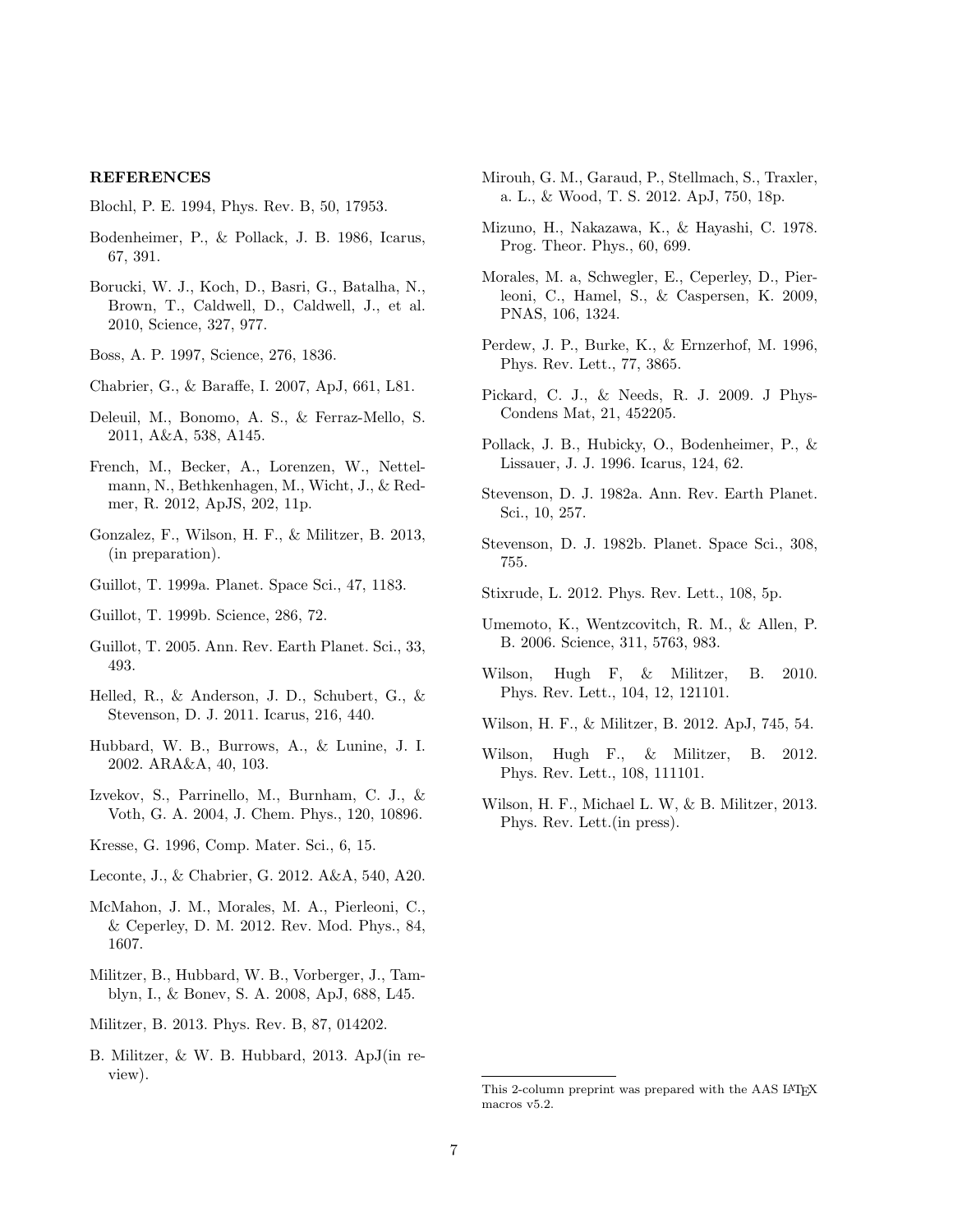## REFERENCES

Blochl, P. E. 1994, Phys. Rev. B, 50, 17953.

Bodenheimer, P., & Pollack, J. B. 1986, Icarus, 67, 391.

Borucki, W. J., Koch, D., Basri, G., Batalha, N., Brown, T., Caldwell, D., Caldwell, J., et al. 2010, Science, 327, 977.

Boss, A. P. 1997, Science, 276, 1836.

Chabrier, G., & Baraffe, I. 2007, ApJ, 661, L81.

Deleuil, M., Bonomo, A. S., & Ferraz-Mello, S. 2011, A&A, 538, A145.

French, M., Becker, A., Lorenzen, W., Nettelmann, N., Bethkenhagen, M., Wicht, J., & Redmer, R. 2012, ApJS, 202, 11p.

Gonzalez, F., Wilson, H. F., & Militzer, B. 2013, (in preparation).

Guillot, T. 1999a. Planet. Space Sci., 47, 1183.

Guillot, T. 1999b. Science, 286, 72.

Guillot, T. 2005. Ann. Rev. Earth Planet. Sci., 33, 493.

Helled, R., & Anderson, J. D., Schubert, G., & Stevenson, D. J. 2011. Icarus, 216, 440.

Hubbard, W. B., Burrows, A., & Lunine, J. I. 2002. ARA&A, 40, 103.

Izvekov, S., Parrinello, M., Burnham, C. J., & Voth, G. A. 2004, J. Chem. Phys., 120, 10896.

Kresse, G. 1996, Comp. Mater. Sci., 6, 15.

Leconte, J., & Chabrier, G. 2012. A&A, 540, A20.

McMahon, J. M., Morales, M. A., Pierleoni, C., & Ceperley, D. M. 2012. Rev. Mod. Phys., 84, 1607.

Militzer, B., Hubbard, W. B., Vorberger, J., Tamblyn, I., & Bonev, S. A. 2008, ApJ, 688, L45.

Militzer, B. 2013. Phys. Rev. B, 87, 014202.

B. Militzer, & W. B. Hubbard, 2013. ApJ(in review).

Mirouh, G. M., Garaud, P., Stellmach, S., Traxler, a. L., & Wood, T. S. 2012. ApJ, 750, 18p.

Mizuno, H., Nakazawa, K., & Hayashi, C. 1978. Prog. Theor. Phys., 60, 699.

Morales, M. a, Schwegler, E., Ceperley, D., Pierleoni, C., Hamel, S., & Caspersen, K. 2009, PNAS, 106, 1324.

Perdew, J. P., Burke, K., & Ernzerhof, M. 1996, Phys. Rev. Lett., 77, 3865.

Pickard, C. J., & Needs, R. J. 2009. J Phys-Condens Mat, 21, 452205.

Pollack, J. B., Hubicky, O., Bodenheimer, P., & Lissauer, J. J. 1996. Icarus, 124, 62.

Stevenson, D. J. 1982a. Ann. Rev. Earth Planet. Sci., 10, 257.

Stevenson, D. J. 1982b. Planet. Space Sci., 308, 755.

Stixrude, L. 2012. Phys. Rev. Lett., 108, 5p.

Umemoto, K., Wentzcovitch, R. M., & Allen, P. B. 2006. Science, 311, 5763, 983.

Wilson, Hugh F, & Militzer, B. 2010. Phys. Rev. Lett., 104, 12, 121101.

Wilson, H. F., & Militzer, B. 2012. ApJ, 745, 54.

Wilson, Hugh F., & Militzer, B. 2012. Phys. Rev. Lett., 108, 111101.

Wilson, H. F., Michael L. W, & B. Militzer, 2013. Phys. Rev. Lett.(in press).

This 2-column preprint was prepared with the AAS LaTeX macros v5.2.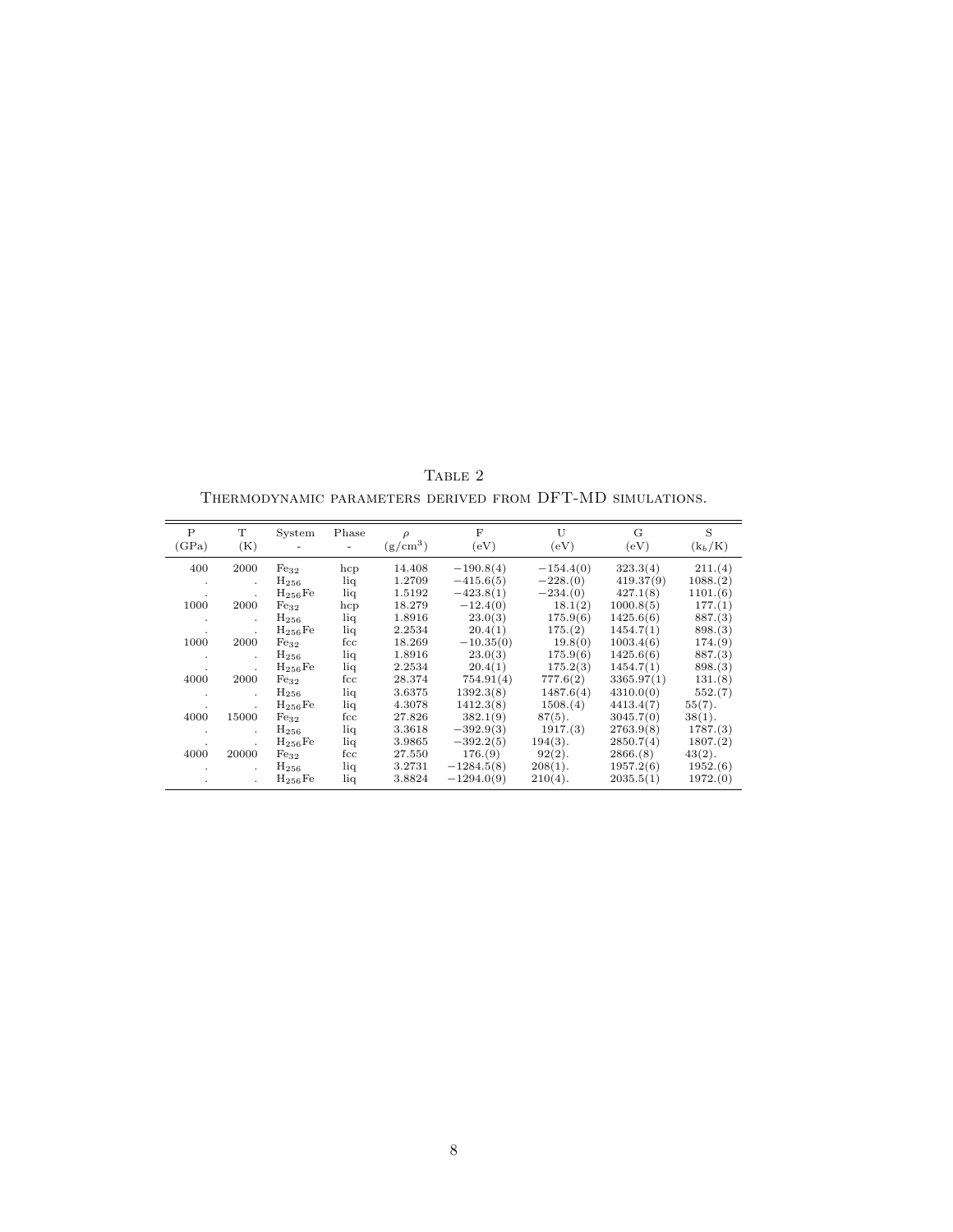Table 2

Thermodynamic parameters derived from DFT-MD simulations.

| P (GPa) | T (K) | System | Phase | $\rho$ ($g/cm^3$) | F (eV) | U (eV) | G (eV) | S ($k_b$/K) |
|---|---|---|---|---|---|---|---|---|
| 400 | 2000 | $Fe_{32}$ | hcp | 14.408 | $-190.8(4)$ | $-154.4(0)$ | 323.3(4) | 211.(4) |
| . | . | $H_{256}$ | liq | 1.2709 | $-415.6(5)$ | $-228.(0)$ | 419.37(9) | 1088.(2) |
| . | . | $H_{256}Fe$ | liq | 1.5192 | $-423.8(1)$ | $-234.(0)$ | 427.1(8) | 1101.(6) |
| 1000 | 2000 | $Fe_{32}$ | hcp | 18.279 | $-12.4(0)$ | 18.1(2) | 1000.8(5) | 177.(1) |
| . | . | $H_{256}$ | liq | 1.8916 | 23.0(3) | 175.9(6) | 1425.6(6) | 887.(3) |
| . | . | $H_{256}Fe$ | liq | 2.2534 | 20.4(1) | 175.(2) | 1454.7(1) | 898.(3) |
| 1000 | 2000 | $Fe_{32}$ | fcc | 18.269 | $-10.35(0)$ | 19.8(0) | 1003.4(6) | 174.(9) |
| . | . | $H_{256}$ | liq | 1.8916 | 23.0(3) | 175.9(6) | 1425.6(6) | 887.(3) |
| . | . | $H_{256}Fe$ | liq | 2.2534 | 20.4(1) | 175.2(3) | 1454.7(1) | 898.(3) |
| 4000 | 2000 | $Fe_{32}$ | fcc | 28.374 | 754.91(4) | 777.6(2) | 3365.97(1) | 131.(8) |
| . | . | $H_{256}$ | liq | 3.6375 | 1392.3(8) | 1487.6(4) | 4310.0(0) | 552.(7) |
| . | . | $H_{256}Fe$ | liq | 4.3078 | 1412.3(8) | 1508.(4) | 4413.4(7) | 55(7). |
| 4000 | 15000 | $Fe_{32}$ | fcc | 27.826 | 382.1(9) | 87(5). | 3045.7(0) | 38(1). |
| . | . | $H_{256}$ | liq | 3.3618 | $-392.9(3)$ | 1917.(3) | 2763.9(8) | 1787.(3) |
| . | . | $H_{256}Fe$ | liq | 3.9865 | $-392.2(5)$ | 194(3). | 2850.7(4) | 1807.(2) |
| 4000 | 20000 | $Fe_{32}$ | fcc | 27.550 | 176.(9) | 92(2). | 2866.(8) | 43(2). |
| . | . | $H_{256}$ | liq | 3.2731 | $-1284.5(8)$ | 208(1). | 1957.2(6) | 1952.(6) |
| . | . | $H_{256}Fe$ | liq | 3.8824 | $-1294.0(9)$ | 210(4). | 2035.5(1) | 1972.(0) |